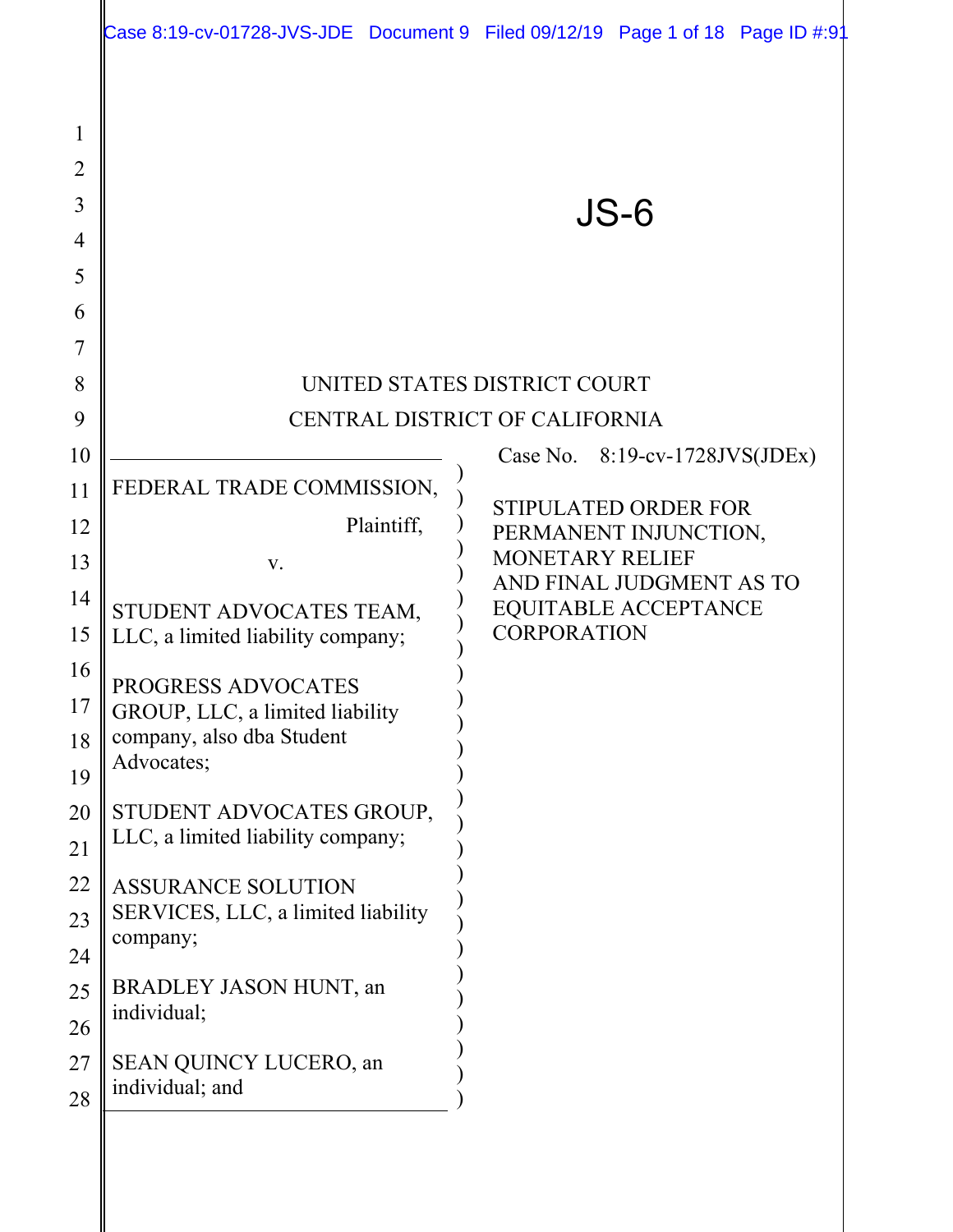JS-6

UNITED STATES DISTRICT COURT

CENTRAL DISTRICT OF CALIFORNIA

FEDERAL TRADE COMMISSION,

Plaintiff,

v.

STUDENT ADVOCATES TEAM, LLC, a limited liability company;

PROGRESS ADVOCATES GROUP, LLC, a limited liability company, also dba Student Advocates;

STUDENT ADVOCATES GROUP, LLC, a limited liability company;

ASSURANCE SOLUTION SERVICES, LLC, a limited liability company;

BRADLEY JASON HUNT, an individual;

SEAN QUINCY LUCERO, an individual; and

Case No. 8:19-cv-1728JVS(JDEx)

STIPULATED ORDER FOR PERMANENT INJUNCTION, MONETARY RELIEF AND FINAL JUDGMENT AS TO EQUITABLE ACCEPTANCE CORPORATION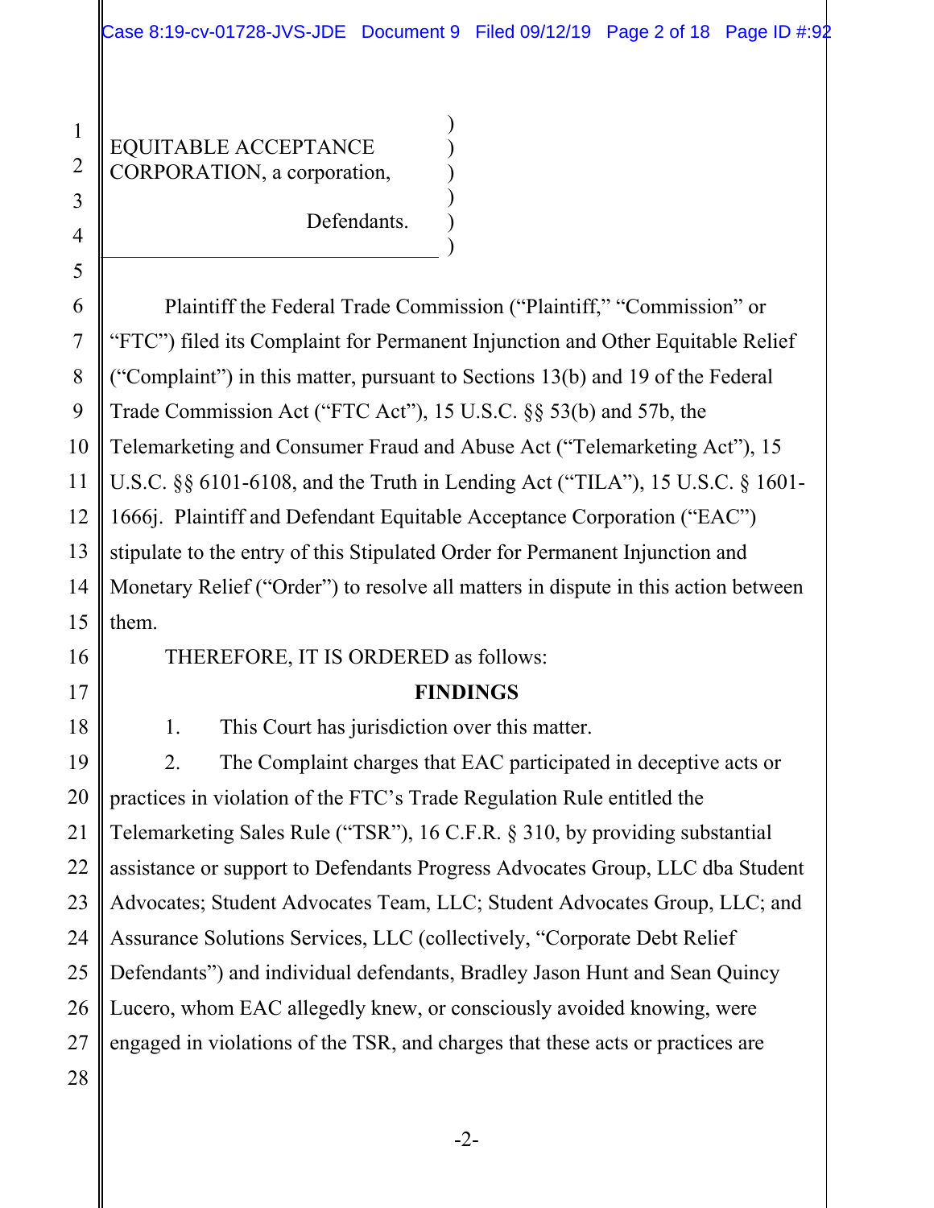EQUITABLE ACCEPTANCE CORPORATION, a corporation,

Defendants.

Plaintiff the Federal Trade Commission ("Plaintiff," "Commission" or "FTC") filed its Complaint for Permanent Injunction and Other Equitable Relief ("Complaint") in this matter, pursuant to Sections 13(b) and 19 of the Federal Trade Commission Act ("FTC Act"), 15 U.S.C. §§ 53(b) and 57b, the Telemarketing and Consumer Fraud and Abuse Act ("Telemarketing Act"), 15 U.S.C. §§ 6101-6108, and the Truth in Lending Act ("TILA"), 15 U.S.C. § 1601-1666j. Plaintiff and Defendant Equitable Acceptance Corporation ("EAC") stipulate to the entry of this Stipulated Order for Permanent Injunction and Monetary Relief ("Order") to resolve all matters in dispute in this action between them.

THEREFORE, IT IS ORDERED as follows:

## FINDINGS

1. This Court has jurisdiction over this matter.

2. The Complaint charges that EAC participated in deceptive acts or practices in violation of the FTC's Trade Regulation Rule entitled the Telemarketing Sales Rule ("TSR"), 16 C.F.R. § 310, by providing substantial assistance or support to Defendants Progress Advocates Group, LLC dba Student Advocates; Student Advocates Team, LLC; Student Advocates Group, LLC; and Assurance Solutions Services, LLC (collectively, "Corporate Debt Relief Defendants") and individual defendants, Bradley Jason Hunt and Sean Quincy Lucero, whom EAC allegedly knew, or consciously avoided knowing, were engaged in violations of the TSR, and charges that these acts or practices are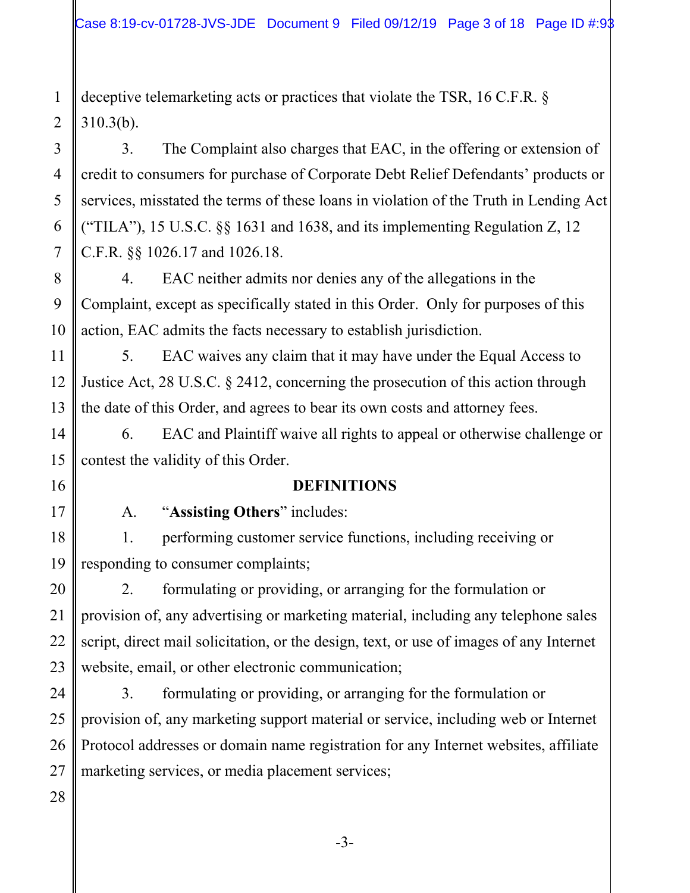deceptive telemarketing acts or practices that violate the TSR, 16 C.F.R. § 310.3(b).

3. The Complaint also charges that EAC, in the offering or extension of credit to consumers for purchase of Corporate Debt Relief Defendants' products or services, misstated the terms of these loans in violation of the Truth in Lending Act ("TILA"), 15 U.S.C. §§ 1631 and 1638, and its implementing Regulation Z, 12 C.F.R. §§ 1026.17 and 1026.18.

4. EAC neither admits nor denies any of the allegations in the Complaint, except as specifically stated in this Order. Only for purposes of this action, EAC admits the facts necessary to establish jurisdiction.

5. EAC waives any claim that it may have under the Equal Access to Justice Act, 28 U.S.C. § 2412, concerning the prosecution of this action through the date of this Order, and agrees to bear its own costs and attorney fees.

6. EAC and Plaintiff waive all rights to appeal or otherwise challenge or contest the validity of this Order.

## DEFINITIONS

A. "**Assisting Others**" includes:

1. performing customer service functions, including receiving or responding to consumer complaints;

2. formulating or providing, or arranging for the formulation or provision of, any advertising or marketing material, including any telephone sales script, direct mail solicitation, or the design, text, or use of images of any Internet website, email, or other electronic communication;

3. formulating or providing, or arranging for the formulation or provision of, any marketing support material or service, including web or Internet Protocol addresses or domain name registration for any Internet websites, affiliate marketing services, or media placement services;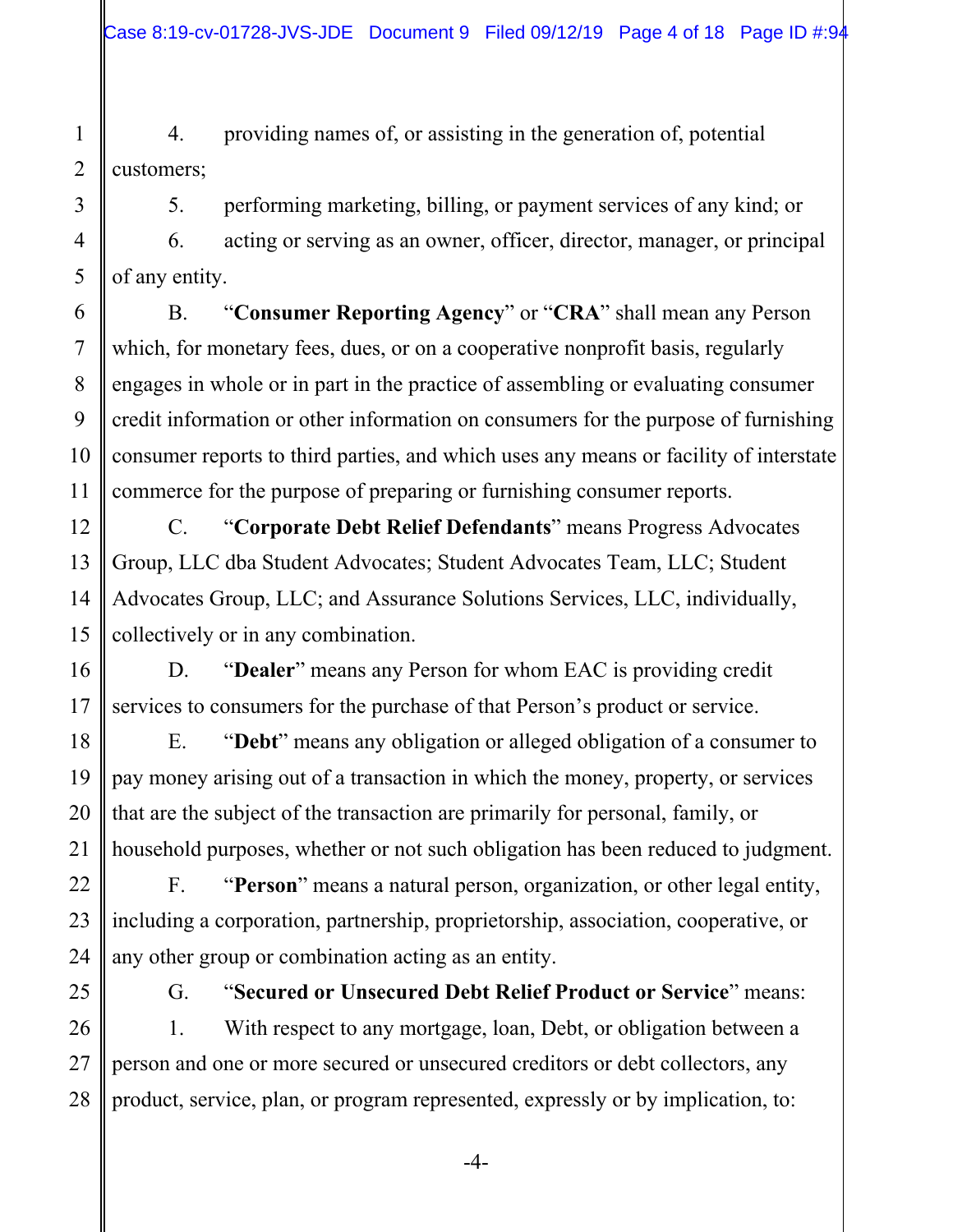4. providing names of, or assisting in the generation of, potential customers;

5. performing marketing, billing, or payment services of any kind; or

6. acting or serving as an owner, officer, director, manager, or principal of any entity.

B. "**Consumer Reporting Agency**" or "**CRA**" shall mean any Person which, for monetary fees, dues, or on a cooperative nonprofit basis, regularly engages in whole or in part in the practice of assembling or evaluating consumer credit information or other information on consumers for the purpose of furnishing consumer reports to third parties, and which uses any means or facility of interstate commerce for the purpose of preparing or furnishing consumer reports.

C. "**Corporate Debt Relief Defendants**" means Progress Advocates Group, LLC dba Student Advocates; Student Advocates Team, LLC; Student Advocates Group, LLC; and Assurance Solutions Services, LLC, individually, collectively or in any combination.

D. "**Dealer**" means any Person for whom EAC is providing credit services to consumers for the purchase of that Person's product or service.

E. "**Debt**" means any obligation or alleged obligation of a consumer to pay money arising out of a transaction in which the money, property, or services that are the subject of the transaction are primarily for personal, family, or household purposes, whether or not such obligation has been reduced to judgment.

F. "**Person**" means a natural person, organization, or other legal entity, including a corporation, partnership, proprietorship, association, cooperative, or any other group or combination acting as an entity.

G. "**Secured or Unsecured Debt Relief Product or Service**" means:

1. With respect to any mortgage, loan, Debt, or obligation between a person and one or more secured or unsecured creditors or debt collectors, any product, service, plan, or program represented, expressly or by implication, to: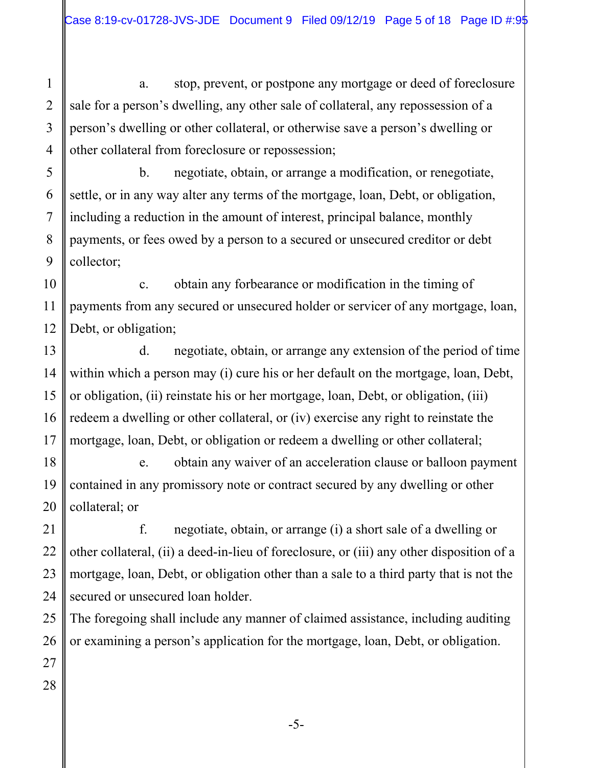a. stop, prevent, or postpone any mortgage or deed of foreclosure sale for a person's dwelling, any other sale of collateral, any repossession of a person's dwelling or other collateral, or otherwise save a person's dwelling or other collateral from foreclosure or repossession;

b. negotiate, obtain, or arrange a modification, or renegotiate, settle, or in any way alter any terms of the mortgage, loan, Debt, or obligation, including a reduction in the amount of interest, principal balance, monthly payments, or fees owed by a person to a secured or unsecured creditor or debt collector;

c. obtain any forbearance or modification in the timing of payments from any secured or unsecured holder or servicer of any mortgage, loan, Debt, or obligation;

d. negotiate, obtain, or arrange any extension of the period of time within which a person may (i) cure his or her default on the mortgage, loan, Debt, or obligation, (ii) reinstate his or her mortgage, loan, Debt, or obligation, (iii) redeem a dwelling or other collateral, or (iv) exercise any right to reinstate the mortgage, loan, Debt, or obligation or redeem a dwelling or other collateral;

e. obtain any waiver of an acceleration clause or balloon payment contained in any promissory note or contract secured by any dwelling or other collateral; or

f. negotiate, obtain, or arrange (i) a short sale of a dwelling or other collateral, (ii) a deed-in-lieu of foreclosure, or (iii) any other disposition of a mortgage, loan, Debt, or obligation other than a sale to a third party that is not the secured or unsecured loan holder.

The foregoing shall include any manner of claimed assistance, including auditing or examining a person's application for the mortgage, loan, Debt, or obligation.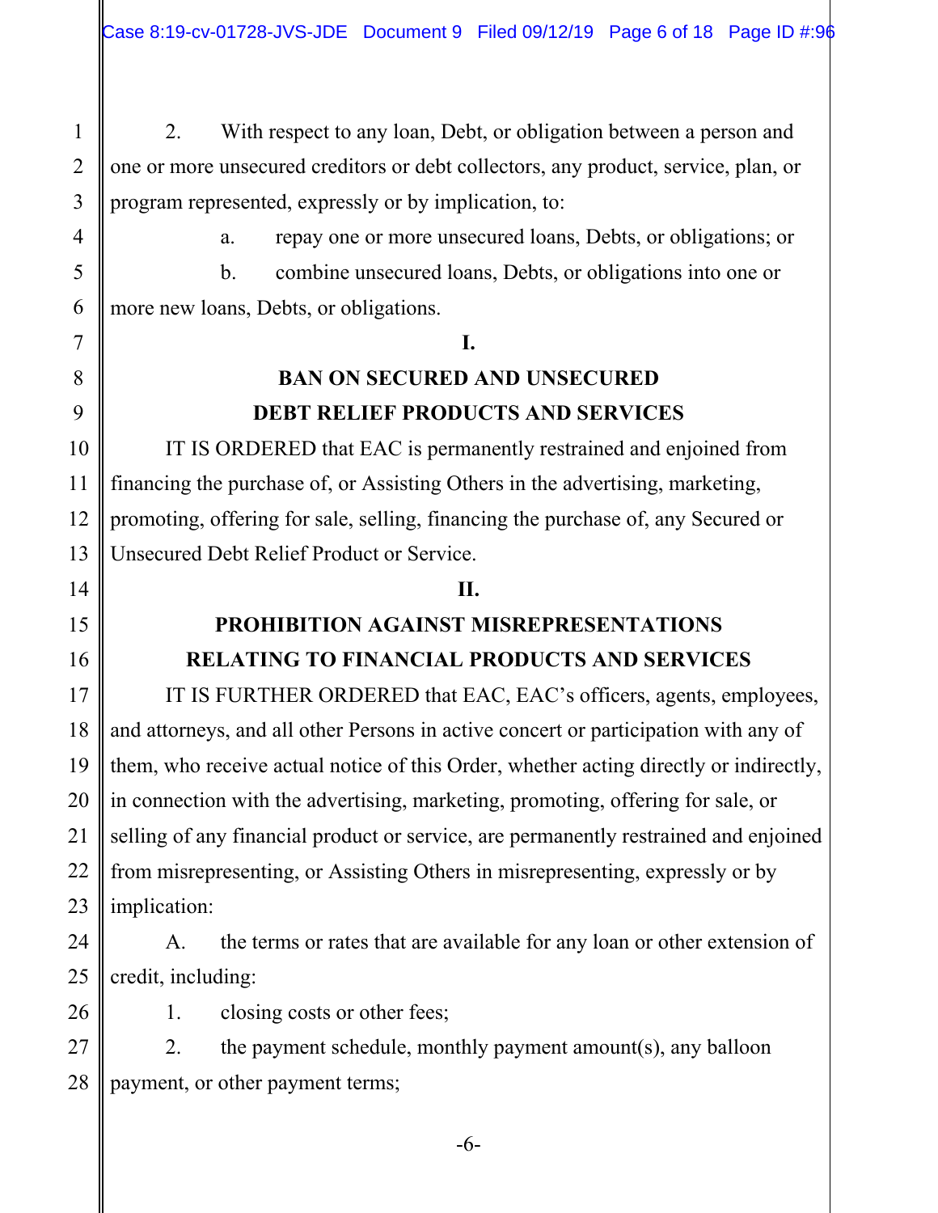2. With respect to any loan, Debt, or obligation between a person and one or more unsecured creditors or debt collectors, any product, service, plan, or program represented, expressly or by implication, to:

a. repay one or more unsecured loans, Debts, or obligations; or

b. combine unsecured loans, Debts, or obligations into one or more new loans, Debts, or obligations.

## I.

## BAN ON SECURED AND UNSECURED DEBT RELIEF PRODUCTS AND SERVICES

IT IS ORDERED that EAC is permanently restrained and enjoined from financing the purchase of, or Assisting Others in the advertising, marketing, promoting, offering for sale, selling, financing the purchase of, any Secured or Unsecured Debt Relief Product or Service.

## II.

## PROHIBITION AGAINST MISREPRESENTATIONS RELATING TO FINANCIAL PRODUCTS AND SERVICES

IT IS FURTHER ORDERED that EAC, EAC's officers, agents, employees, and attorneys, and all other Persons in active concert or participation with any of them, who receive actual notice of this Order, whether acting directly or indirectly, in connection with the advertising, marketing, promoting, offering for sale, or selling of any financial product or service, are permanently restrained and enjoined from misrepresenting, or Assisting Others in misrepresenting, expressly or by implication:

A. the terms or rates that are available for any loan or other extension of credit, including:

1. closing costs or other fees;

2. the payment schedule, monthly payment amount(s), any balloon payment, or other payment terms;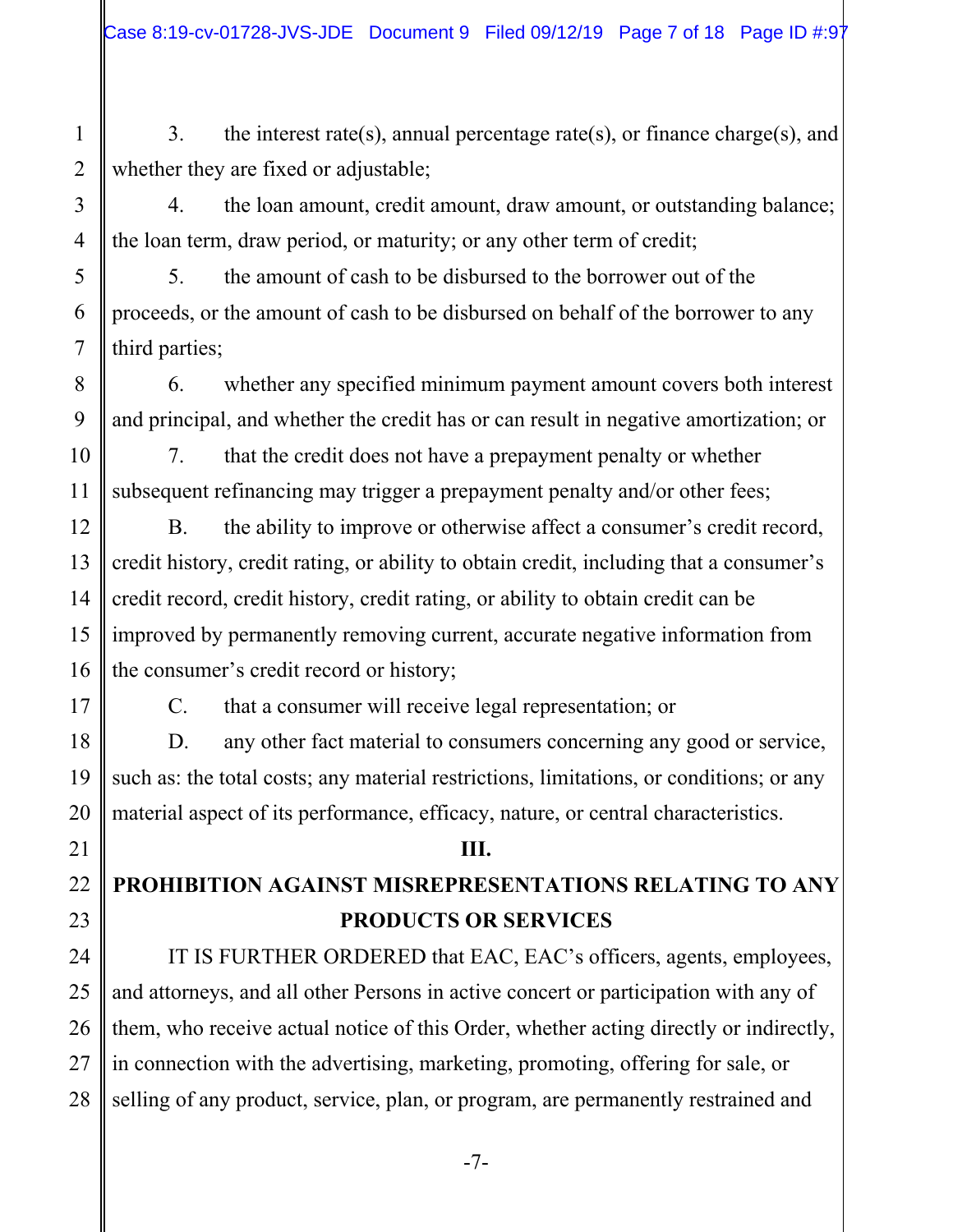3. the interest rate(s), annual percentage rate(s), or finance charge(s), and whether they are fixed or adjustable;

4. the loan amount, credit amount, draw amount, or outstanding balance; the loan term, draw period, or maturity; or any other term of credit;

5. the amount of cash to be disbursed to the borrower out of the proceeds, or the amount of cash to be disbursed on behalf of the borrower to any third parties;

6. whether any specified minimum payment amount covers both interest and principal, and whether the credit has or can result in negative amortization; or

7. that the credit does not have a prepayment penalty or whether subsequent refinancing may trigger a prepayment penalty and/or other fees;

B. the ability to improve or otherwise affect a consumer's credit record, credit history, credit rating, or ability to obtain credit, including that a consumer's credit record, credit history, credit rating, or ability to obtain credit can be improved by permanently removing current, accurate negative information from the consumer's credit record or history;

C. that a consumer will receive legal representation; or

D. any other fact material to consumers concerning any good or service, such as: the total costs; any material restrictions, limitations, or conditions; or any material aspect of its performance, efficacy, nature, or central characteristics.

## III.

## PROHIBITION AGAINST MISREPRESENTATIONS RELATING TO ANY PRODUCTS OR SERVICES

IT IS FURTHER ORDERED that EAC, EAC's officers, agents, employees, and attorneys, and all other Persons in active concert or participation with any of them, who receive actual notice of this Order, whether acting directly or indirectly, in connection with the advertising, marketing, promoting, offering for sale, or selling of any product, service, plan, or program, are permanently restrained and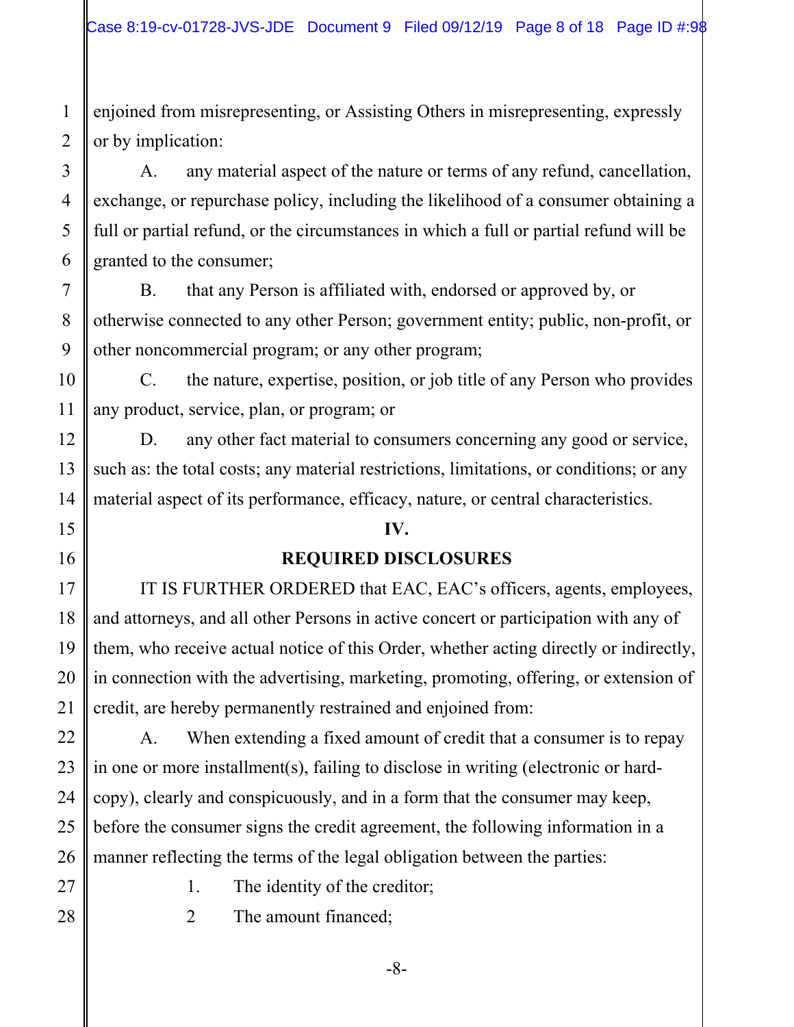enjoined from misrepresenting, or Assisting Others in misrepresenting, expressly or by implication:

A. any material aspect of the nature or terms of any refund, cancellation, exchange, or repurchase policy, including the likelihood of a consumer obtaining a full or partial refund, or the circumstances in which a full or partial refund will be granted to the consumer;

B. that any Person is affiliated with, endorsed or approved by, or otherwise connected to any other Person; government entity; public, non-profit, or other noncommercial program; or any other program;

C. the nature, expertise, position, or job title of any Person who provides any product, service, plan, or program; or

D. any other fact material to consumers concerning any good or service, such as: the total costs; any material restrictions, limitations, or conditions; or any material aspect of its performance, efficacy, nature, or central characteristics.

## IV.

## REQUIRED DISCLOSURES

IT IS FURTHER ORDERED that EAC, EAC's officers, agents, employees, and attorneys, and all other Persons in active concert or participation with any of them, who receive actual notice of this Order, whether acting directly or indirectly, in connection with the advertising, marketing, promoting, offering, or extension of credit, are hereby permanently restrained and enjoined from:

A. When extending a fixed amount of credit that a consumer is to repay in one or more installment(s), failing to disclose in writing (electronic or hard-copy), clearly and conspicuously, and in a form that the consumer may keep, before the consumer signs the credit agreement, the following information in a manner reflecting the terms of the legal obligation between the parties:

1. The identity of the creditor;

2 The amount financed;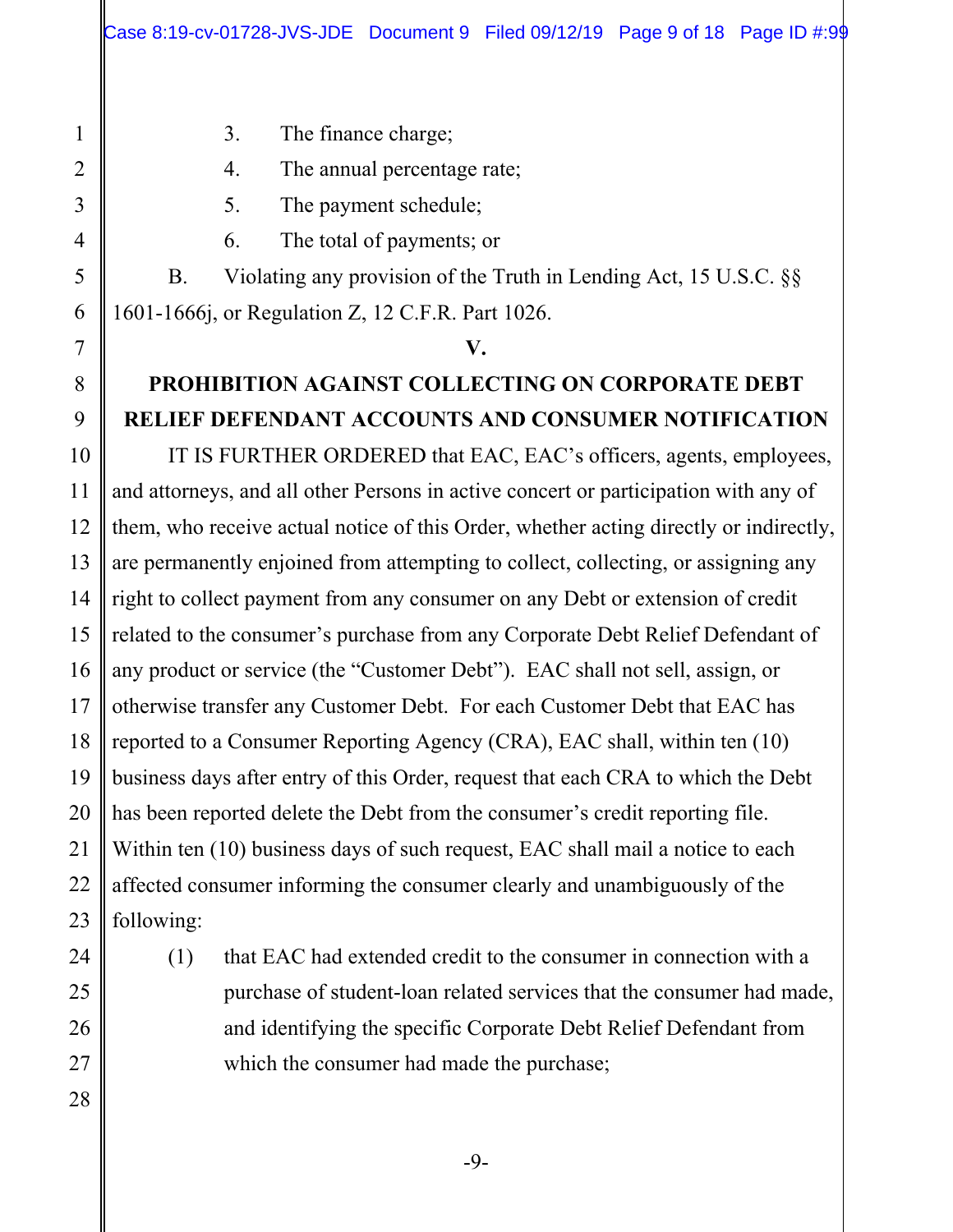3. The finance charge;

4. The annual percentage rate;

5. The payment schedule;

6. The total of payments; or

B. Violating any provision of the Truth in Lending Act, 15 U.S.C. §§ 1601-1666j, or Regulation Z, 12 C.F.R. Part 1026.

**V.**

**PROHIBITION AGAINST COLLECTING ON CORPORATE DEBT RELIEF DEFENDANT ACCOUNTS AND CONSUMER NOTIFICATION**

IT IS FURTHER ORDERED that EAC, EAC's officers, agents, employees, and attorneys, and all other Persons in active concert or participation with any of them, who receive actual notice of this Order, whether acting directly or indirectly, are permanently enjoined from attempting to collect, collecting, or assigning any right to collect payment from any consumer on any Debt or extension of credit related to the consumer's purchase from any Corporate Debt Relief Defendant of any product or service (the "Customer Debt"). EAC shall not sell, assign, or otherwise transfer any Customer Debt. For each Customer Debt that EAC has reported to a Consumer Reporting Agency (CRA), EAC shall, within ten (10) business days after entry of this Order, request that each CRA to which the Debt has been reported delete the Debt from the consumer's credit reporting file. Within ten (10) business days of such request, EAC shall mail a notice to each affected consumer informing the consumer clearly and unambiguously of the following:

(1) that EAC had extended credit to the consumer in connection with a purchase of student-loan related services that the consumer had made, and identifying the specific Corporate Debt Relief Defendant from which the consumer had made the purchase;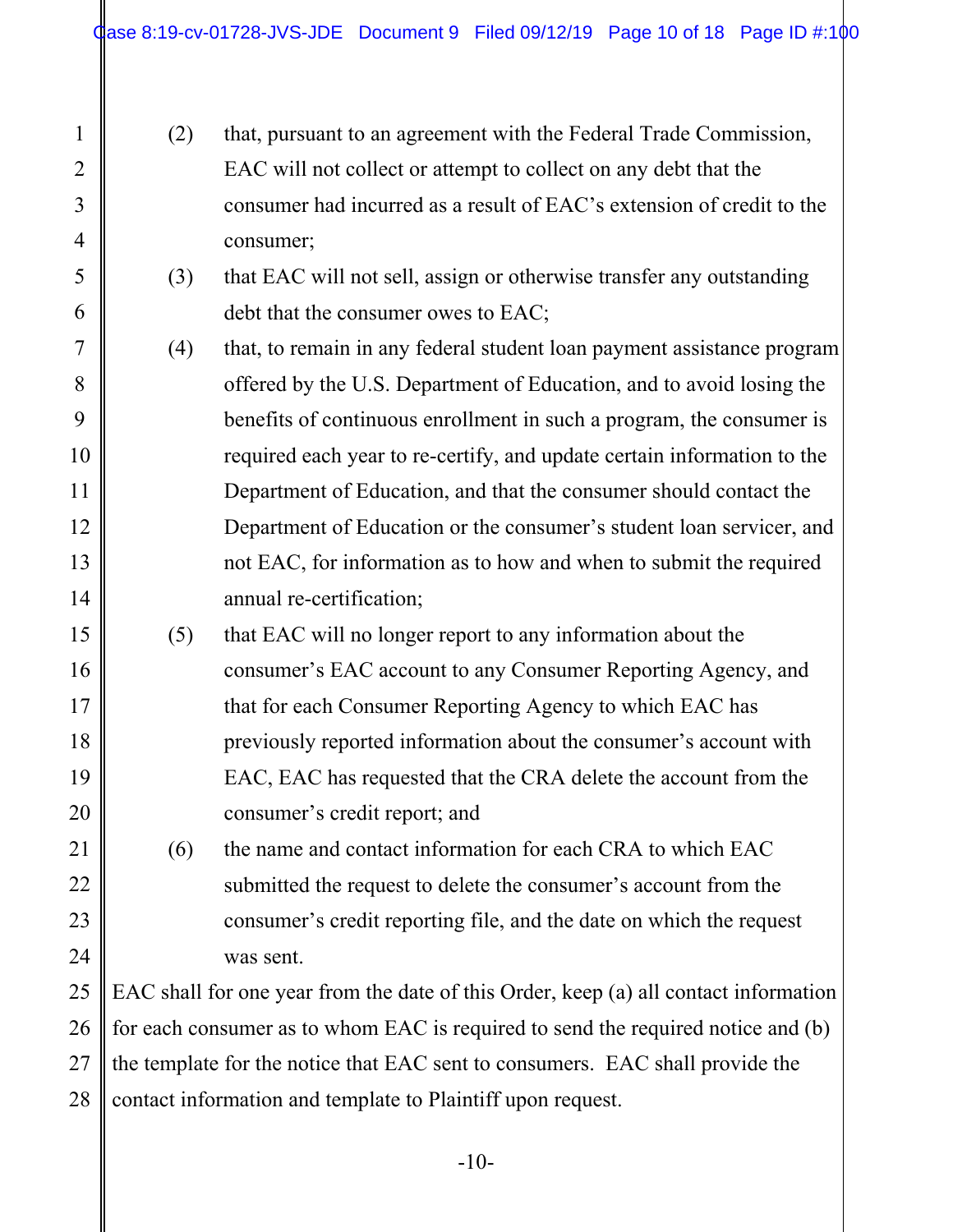(2) that, pursuant to an agreement with the Federal Trade Commission, EAC will not collect or attempt to collect on any debt that the consumer had incurred as a result of EAC's extension of credit to the consumer;

(3) that EAC will not sell, assign or otherwise transfer any outstanding debt that the consumer owes to EAC;

(4) that, to remain in any federal student loan payment assistance program offered by the U.S. Department of Education, and to avoid losing the benefits of continuous enrollment in such a program, the consumer is required each year to re-certify, and update certain information to the Department of Education, and that the consumer should contact the Department of Education or the consumer's student loan servicer, and not EAC, for information as to how and when to submit the required annual re-certification;

(5) that EAC will no longer report to any information about the consumer's EAC account to any Consumer Reporting Agency, and that for each Consumer Reporting Agency to which EAC has previously reported information about the consumer's account with EAC, EAC has requested that the CRA delete the account from the consumer's credit report; and

(6) the name and contact information for each CRA to which EAC submitted the request to delete the consumer's account from the consumer's credit reporting file, and the date on which the request was sent.

EAC shall for one year from the date of this Order, keep (a) all contact information for each consumer as to whom EAC is required to send the required notice and (b) the template for the notice that EAC sent to consumers. EAC shall provide the contact information and template to Plaintiff upon request.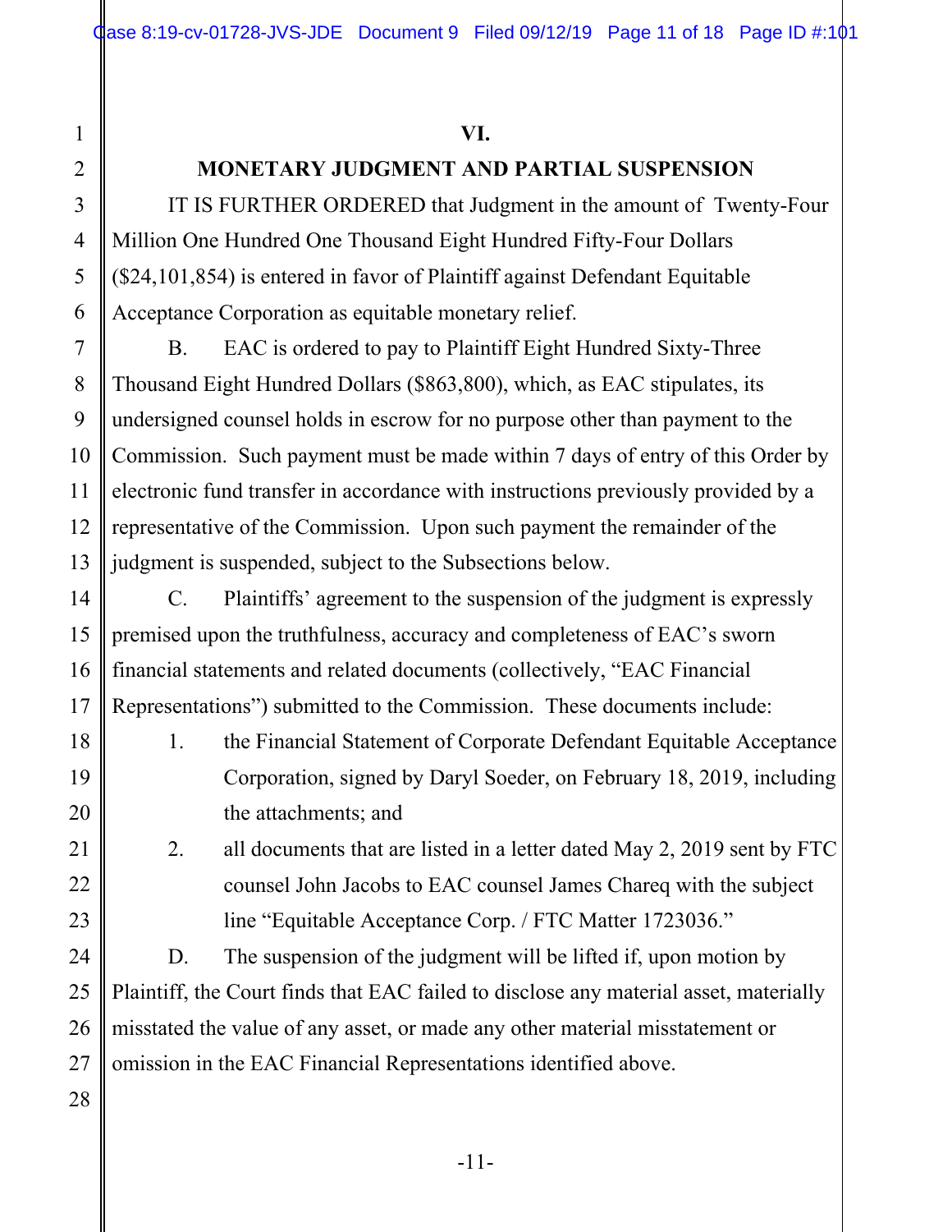## VI.

## MONETARY JUDGMENT AND PARTIAL SUSPENSION

IT IS FURTHER ORDERED that Judgment in the amount of Twenty-Four Million One Hundred One Thousand Eight Hundred Fifty-Four Dollars ($24,101,854) is entered in favor of Plaintiff against Defendant Equitable Acceptance Corporation as equitable monetary relief.

B. EAC is ordered to pay to Plaintiff Eight Hundred Sixty-Three Thousand Eight Hundred Dollars ($863,800), which, as EAC stipulates, its undersigned counsel holds in escrow for no purpose other than payment to the Commission. Such payment must be made within 7 days of entry of this Order by electronic fund transfer in accordance with instructions previously provided by a representative of the Commission. Upon such payment the remainder of the judgment is suspended, subject to the Subsections below.

C. Plaintiffs' agreement to the suspension of the judgment is expressly premised upon the truthfulness, accuracy and completeness of EAC's sworn financial statements and related documents (collectively, "EAC Financial Representations") submitted to the Commission. These documents include:

1. the Financial Statement of Corporate Defendant Equitable Acceptance Corporation, signed by Daryl Soeder, on February 18, 2019, including the attachments; and
2. all documents that are listed in a letter dated May 2, 2019 sent by FTC counsel John Jacobs to EAC counsel James Chareq with the subject line "Equitable Acceptance Corp. / FTC Matter 1723036."

D. The suspension of the judgment will be lifted if, upon motion by Plaintiff, the Court finds that EAC failed to disclose any material asset, materially misstated the value of any asset, or made any other material misstatement or omission in the EAC Financial Representations identified above.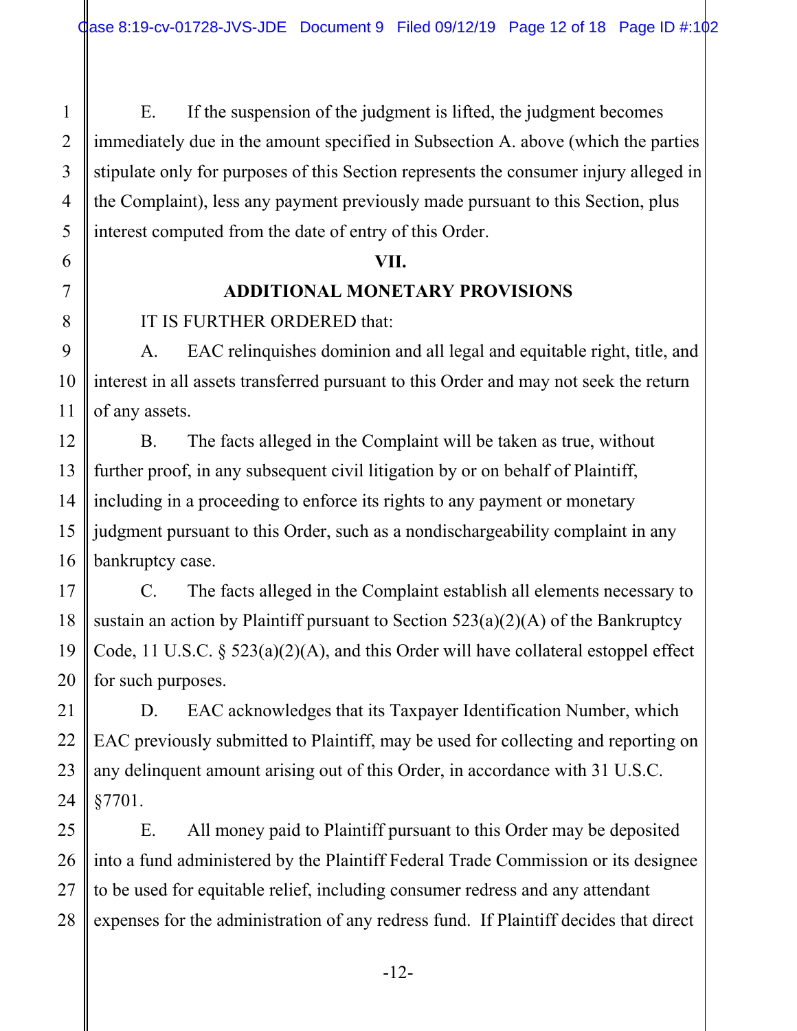E. If the suspension of the judgment is lifted, the judgment becomes immediately due in the amount specified in Subsection A. above (which the parties stipulate only for purposes of this Section represents the consumer injury alleged in the Complaint), less any payment previously made pursuant to this Section, plus interest computed from the date of entry of this Order.

**VII.**

**ADDITIONAL MONETARY PROVISIONS**

IT IS FURTHER ORDERED that:

A. EAC relinquishes dominion and all legal and equitable right, title, and interest in all assets transferred pursuant to this Order and may not seek the return of any assets.

B. The facts alleged in the Complaint will be taken as true, without further proof, in any subsequent civil litigation by or on behalf of Plaintiff, including in a proceeding to enforce its rights to any payment or monetary judgment pursuant to this Order, such as a nondischargeability complaint in any bankruptcy case.

C. The facts alleged in the Complaint establish all elements necessary to sustain an action by Plaintiff pursuant to Section 523(a)(2)(A) of the Bankruptcy Code, 11 U.S.C. § 523(a)(2)(A), and this Order will have collateral estoppel effect for such purposes.

D. EAC acknowledges that its Taxpayer Identification Number, which EAC previously submitted to Plaintiff, may be used for collecting and reporting on any delinquent amount arising out of this Order, in accordance with 31 U.S.C. §7701.

E. All money paid to Plaintiff pursuant to this Order may be deposited into a fund administered by the Plaintiff Federal Trade Commission or its designee to be used for equitable relief, including consumer redress and any attendant expenses for the administration of any redress fund. If Plaintiff decides that direct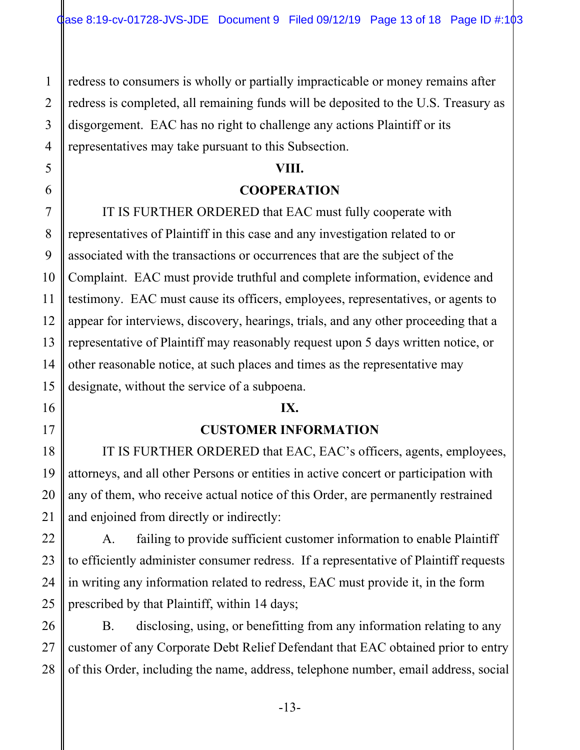redress to consumers is wholly or partially impracticable or money remains after redress is completed, all remaining funds will be deposited to the U.S. Treasury as disgorgement. EAC has no right to challenge any actions Plaintiff or its representatives may take pursuant to this Subsection.

## VIII.

## COOPERATION

IT IS FURTHER ORDERED that EAC must fully cooperate with representatives of Plaintiff in this case and any investigation related to or associated with the transactions or occurrences that are the subject of the Complaint. EAC must provide truthful and complete information, evidence and testimony. EAC must cause its officers, employees, representatives, or agents to appear for interviews, discovery, hearings, trials, and any other proceeding that a representative of Plaintiff may reasonably request upon 5 days written notice, or other reasonable notice, at such places and times as the representative may designate, without the service of a subpoena.

## IX.

## CUSTOMER INFORMATION

IT IS FURTHER ORDERED that EAC, EAC's officers, agents, employees, attorneys, and all other Persons or entities in active concert or participation with any of them, who receive actual notice of this Order, are permanently restrained and enjoined from directly or indirectly:

A. failing to provide sufficient customer information to enable Plaintiff to efficiently administer consumer redress. If a representative of Plaintiff requests in writing any information related to redress, EAC must provide it, in the form prescribed by that Plaintiff, within 14 days;

B. disclosing, using, or benefitting from any information relating to any customer of any Corporate Debt Relief Defendant that EAC obtained prior to entry of this Order, including the name, address, telephone number, email address, social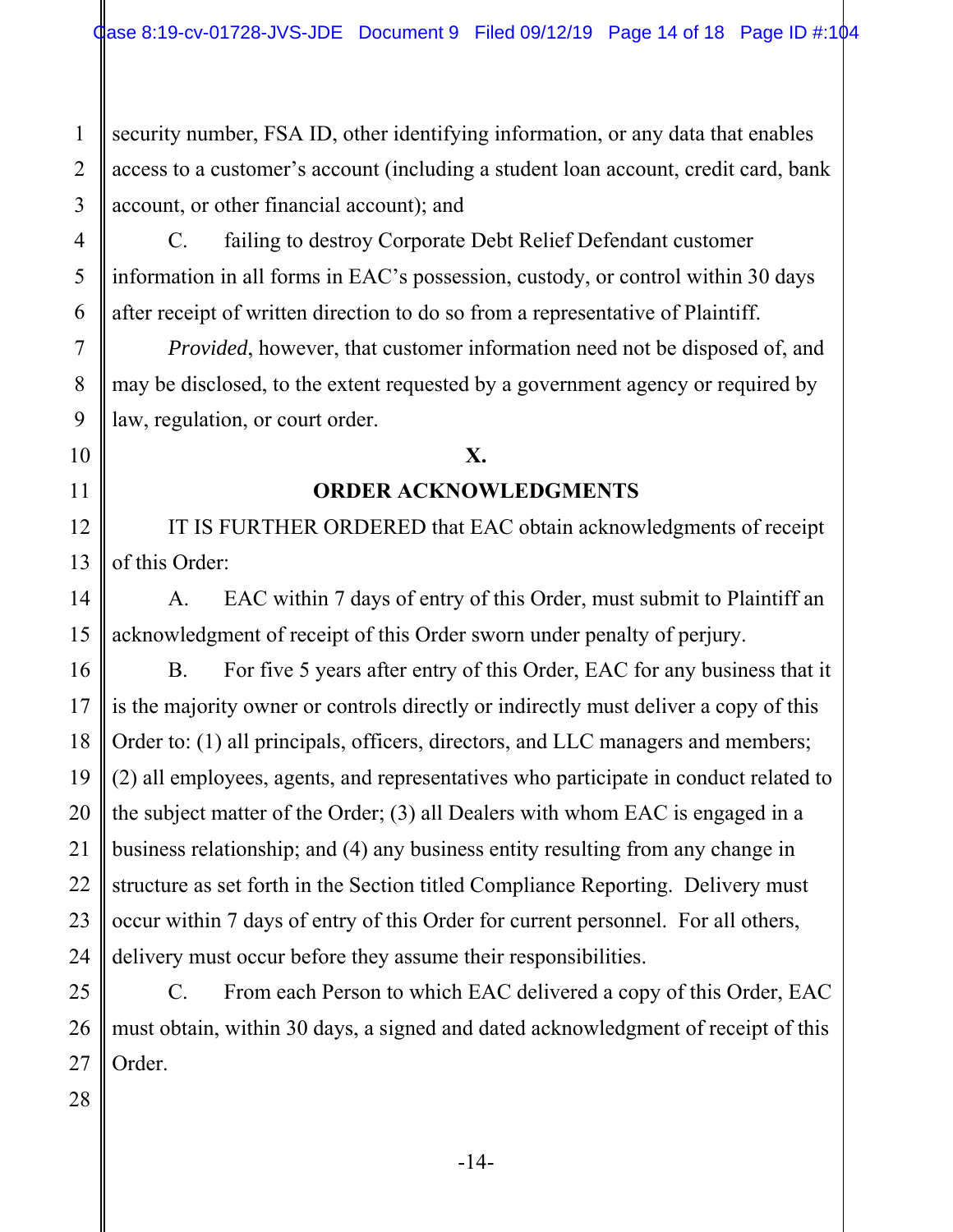security number, FSA ID, other identifying information, or any data that enables access to a customer's account (including a student loan account, credit card, bank account, or other financial account); and

C. failing to destroy Corporate Debt Relief Defendant customer information in all forms in EAC's possession, custody, or control within 30 days after receipt of written direction to do so from a representative of Plaintiff.

*Provided*, however, that customer information need not be disposed of, and may be disclosed, to the extent requested by a government agency or required by law, regulation, or court order.

## X.

## ORDER ACKNOWLEDGMENTS

IT IS FURTHER ORDERED that EAC obtain acknowledgments of receipt of this Order:

A. EAC within 7 days of entry of this Order, must submit to Plaintiff an acknowledgment of receipt of this Order sworn under penalty of perjury.

B. For five 5 years after entry of this Order, EAC for any business that it is the majority owner or controls directly or indirectly must deliver a copy of this Order to: (1) all principals, officers, directors, and LLC managers and members; (2) all employees, agents, and representatives who participate in conduct related to the subject matter of the Order; (3) all Dealers with whom EAC is engaged in a business relationship; and (4) any business entity resulting from any change in structure as set forth in the Section titled Compliance Reporting. Delivery must occur within 7 days of entry of this Order for current personnel. For all others, delivery must occur before they assume their responsibilities.

C. From each Person to which EAC delivered a copy of this Order, EAC must obtain, within 30 days, a signed and dated acknowledgment of receipt of this Order.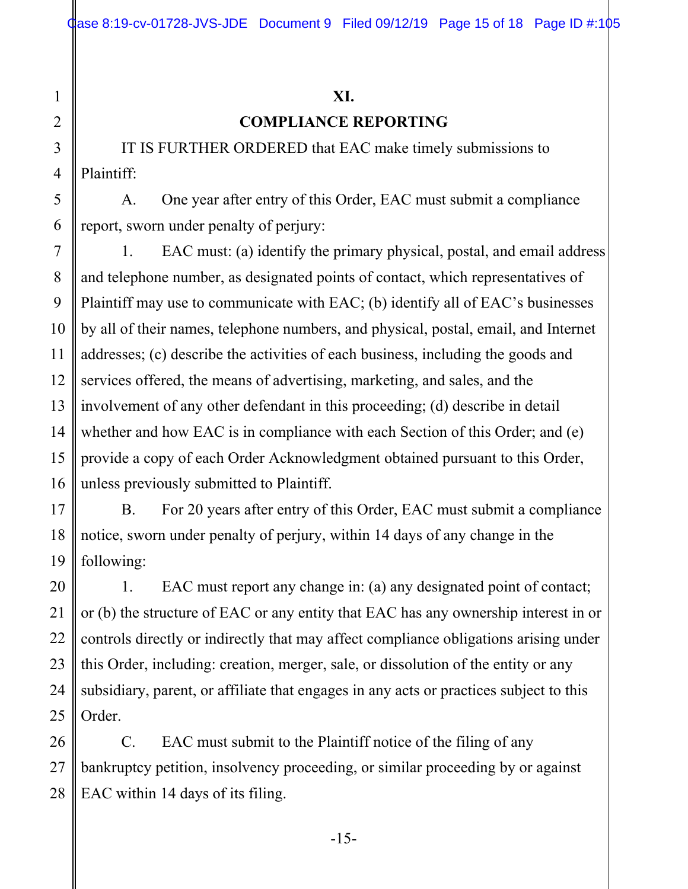## XI.

## COMPLIANCE REPORTING

IT IS FURTHER ORDERED that EAC make timely submissions to Plaintiff:

A. One year after entry of this Order, EAC must submit a compliance report, sworn under penalty of perjury:

1. EAC must: (a) identify the primary physical, postal, and email address and telephone number, as designated points of contact, which representatives of Plaintiff may use to communicate with EAC; (b) identify all of EAC's businesses by all of their names, telephone numbers, and physical, postal, email, and Internet addresses; (c) describe the activities of each business, including the goods and services offered, the means of advertising, marketing, and sales, and the involvement of any other defendant in this proceeding; (d) describe in detail whether and how EAC is in compliance with each Section of this Order; and (e) provide a copy of each Order Acknowledgment obtained pursuant to this Order, unless previously submitted to Plaintiff.

B. For 20 years after entry of this Order, EAC must submit a compliance notice, sworn under penalty of perjury, within 14 days of any change in the following:

1. EAC must report any change in: (a) any designated point of contact; or (b) the structure of EAC or any entity that EAC has any ownership interest in or controls directly or indirectly that may affect compliance obligations arising under this Order, including: creation, merger, sale, or dissolution of the entity or any subsidiary, parent, or affiliate that engages in any acts or practices subject to this Order.

C. EAC must submit to the Plaintiff notice of the filing of any bankruptcy petition, insolvency proceeding, or similar proceeding by or against EAC within 14 days of its filing.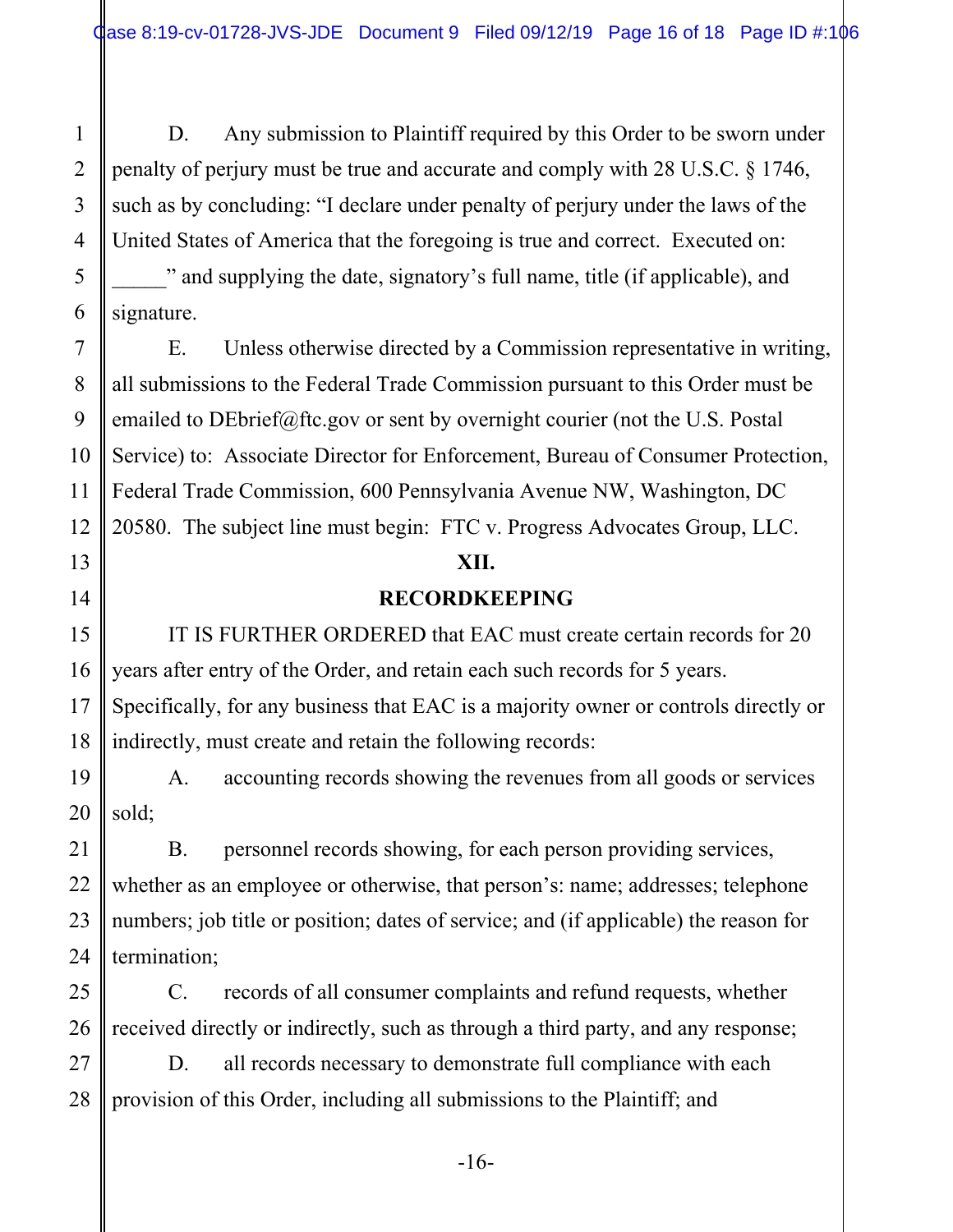D. Any submission to Plaintiff required by this Order to be sworn under penalty of perjury must be true and accurate and comply with 28 U.S.C. § 1746, such as by concluding: "I declare under penalty of perjury under the laws of the United States of America that the foregoing is true and correct. Executed on: _____" and supplying the date, signatory's full name, title (if applicable), and signature.

E. Unless otherwise directed by a Commission representative in writing, all submissions to the Federal Trade Commission pursuant to this Order must be emailed to DEbrief@ftc.gov or sent by overnight courier (not the U.S. Postal Service) to: Associate Director for Enforcement, Bureau of Consumer Protection, Federal Trade Commission, 600 Pennsylvania Avenue NW, Washington, DC 20580. The subject line must begin: FTC v. Progress Advocates Group, LLC.

## XII.

## RECORDKEEPING

IT IS FURTHER ORDERED that EAC must create certain records for 20 years after entry of the Order, and retain each such records for 5 years. Specifically, for any business that EAC is a majority owner or controls directly or indirectly, must create and retain the following records:

A. accounting records showing the revenues from all goods or services sold;

B. personnel records showing, for each person providing services, whether as an employee or otherwise, that person's: name; addresses; telephone numbers; job title or position; dates of service; and (if applicable) the reason for termination;

C. records of all consumer complaints and refund requests, whether received directly or indirectly, such as through a third party, and any response;

D. all records necessary to demonstrate full compliance with each provision of this Order, including all submissions to the Plaintiff; and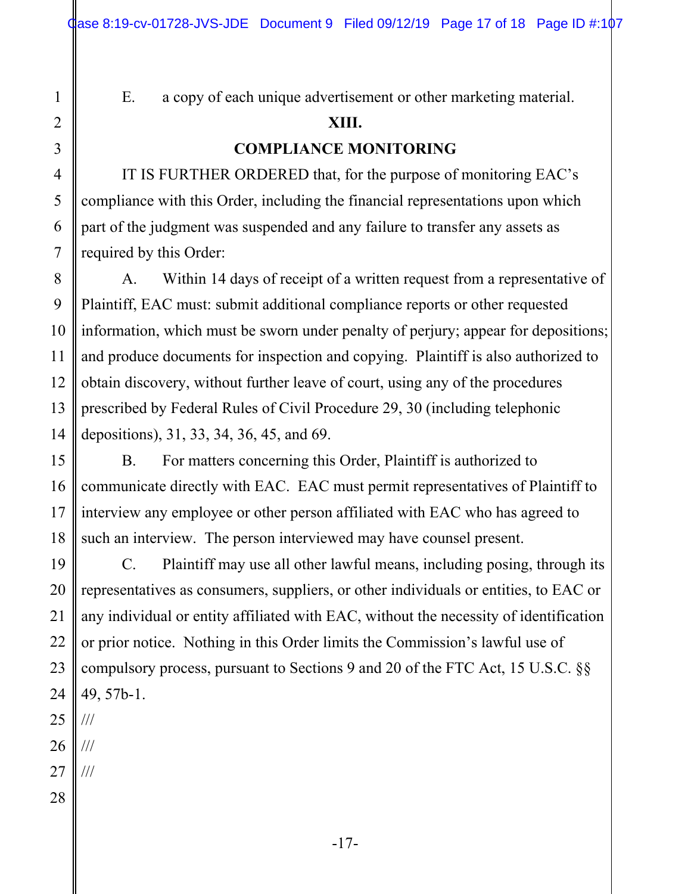E. a copy of each unique advertisement or other marketing material.

## XIII.

## COMPLIANCE MONITORING

IT IS FURTHER ORDERED that, for the purpose of monitoring EAC's compliance with this Order, including the financial representations upon which part of the judgment was suspended and any failure to transfer any assets as required by this Order:

A. Within 14 days of receipt of a written request from a representative of Plaintiff, EAC must: submit additional compliance reports or other requested information, which must be sworn under penalty of perjury; appear for depositions; and produce documents for inspection and copying. Plaintiff is also authorized to obtain discovery, without further leave of court, using any of the procedures prescribed by Federal Rules of Civil Procedure 29, 30 (including telephonic depositions), 31, 33, 34, 36, 45, and 69.

B. For matters concerning this Order, Plaintiff is authorized to communicate directly with EAC. EAC must permit representatives of Plaintiff to interview any employee or other person affiliated with EAC who has agreed to such an interview. The person interviewed may have counsel present.

C. Plaintiff may use all other lawful means, including posing, through its representatives as consumers, suppliers, or other individuals or entities, to EAC or any individual or entity affiliated with EAC, without the necessity of identification or prior notice. Nothing in this Order limits the Commission's lawful use of compulsory process, pursuant to Sections 9 and 20 of the FTC Act, 15 U.S.C. §§ 49, 57b-1.

///

///

///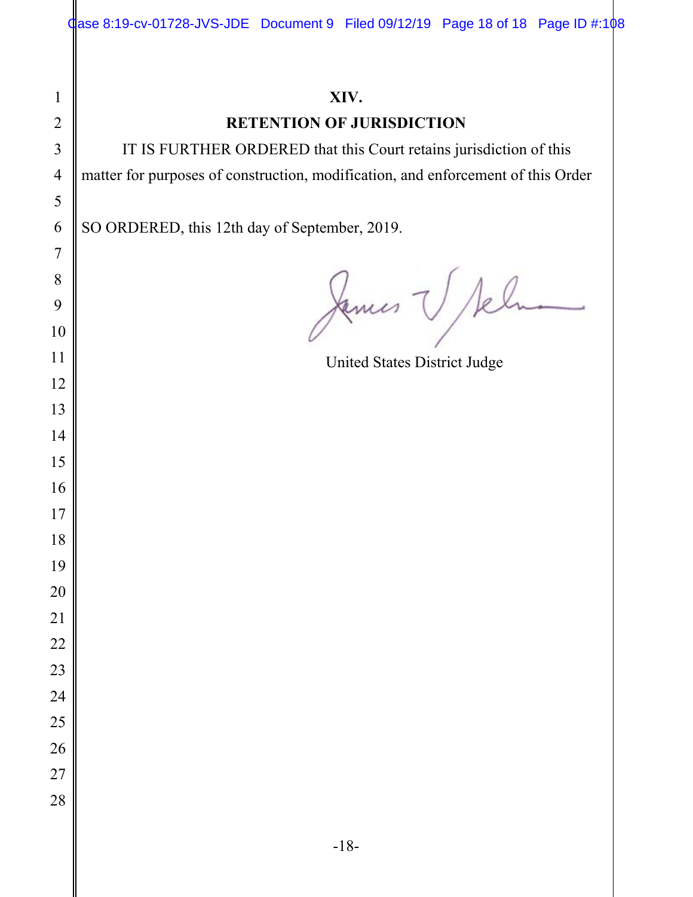## XIV.

## RETENTION OF JURISDICTION

IT IS FURTHER ORDERED that this Court retains jurisdiction of this matter for purposes of construction, modification, and enforcement of this Order

SO ORDERED, this 12th day of September, 2019.

United States District Judge